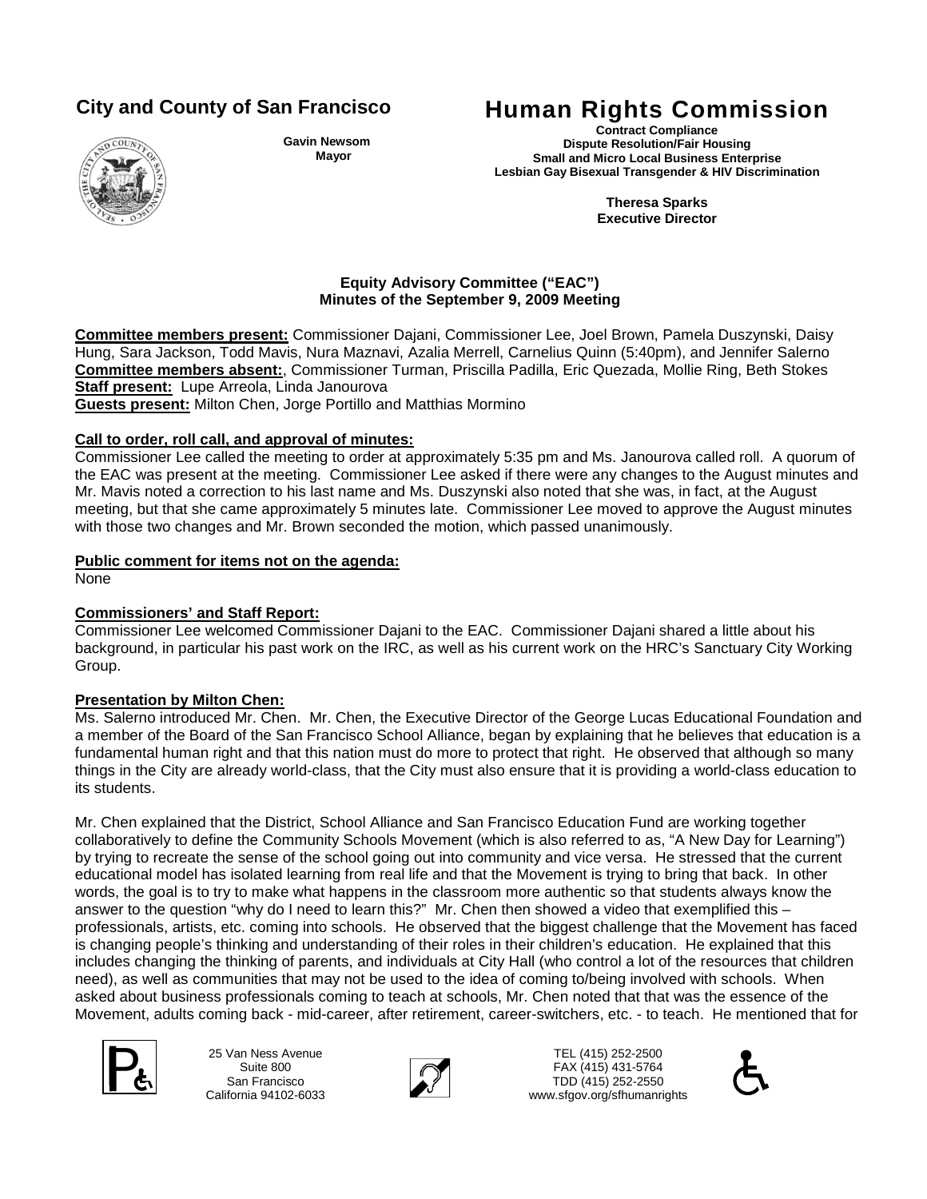**City and County of San Francisco**

**Gavin Newsom**
**Mayor**

# Human Rights Commission

**Contract Compliance**
**Dispute Resolution/Fair Housing**
**Small and Micro Local Business Enterprise**
**Lesbian Gay Bisexual Transgender & HIV Discrimination**

**Theresa Sparks**
**Executive Director**

**Equity Advisory Committee ("EAC")**
**Minutes of the September 9, 2009 Meeting**

**Committee members present:** Commissioner Dajani, Commissioner Lee, Joel Brown, Pamela Duszynski, Daisy Hung, Sara Jackson, Todd Mavis, Nura Maznavi, Azalia Merrell, Carnelius Quinn (5:40pm), and Jennifer Salerno
**Committee members absent:**, Commissioner Turman, Priscilla Padilla, Eric Quezada, Mollie Ring, Beth Stokes
**Staff present:** Lupe Arreola, Linda Janourova
**Guests present:** Milton Chen, Jorge Portillo and Matthias Mormino

**Call to order, roll call, and approval of minutes:**
Commissioner Lee called the meeting to order at approximately 5:35 pm and Ms. Janourova called roll. A quorum of the EAC was present at the meeting. Commissioner Lee asked if there were any changes to the August minutes and Mr. Mavis noted a correction to his last name and Ms. Duszynski also noted that she was, in fact, at the August meeting, but that she came approximately 5 minutes late. Commissioner Lee moved to approve the August minutes with those two changes and Mr. Brown seconded the motion, which passed unanimously.

**Public comment for items not on the agenda:**
None

**Commissioners' and Staff Report:**
Commissioner Lee welcomed Commissioner Dajani to the EAC. Commissioner Dajani shared a little about his background, in particular his past work on the IRC, as well as his current work on the HRC's Sanctuary City Working Group.

**Presentation by Milton Chen:**
Ms. Salerno introduced Mr. Chen. Mr. Chen, the Executive Director of the George Lucas Educational Foundation and a member of the Board of the San Francisco School Alliance, began by explaining that he believes that education is a fundamental human right and that this nation must do more to protect that right. He observed that although so many things in the City are already world-class, that the City must also ensure that it is providing a world-class education to its students.

Mr. Chen explained that the District, School Alliance and San Francisco Education Fund are working together collaboratively to define the Community Schools Movement (which is also referred to as, "A New Day for Learning") by trying to recreate the sense of the school going out into community and vice versa. He stressed that the current educational model has isolated learning from real life and that the Movement is trying to bring that back. In other words, the goal is to try to make what happens in the classroom more authentic so that students always know the answer to the question "why do I need to learn this?" Mr. Chen then showed a video that exemplified this – professionals, artists, etc. coming into schools. He observed that the biggest challenge that the Movement has faced is changing people's thinking and understanding of their roles in their children's education. He explained that this includes changing the thinking of parents, and individuals at City Hall (who control a lot of the resources that children need), as well as communities that may not be used to the idea of coming to/being involved with schools. When asked about business professionals coming to teach at schools, Mr. Chen noted that that was the essence of the Movement, adults coming back - mid-career, after retirement, career-switchers, etc. - to teach. He mentioned that for

25 Van Ness Avenue
Suite 800
San Francisco
California 94102-6033

TEL (415) 252-2500
FAX (415) 431-5764
TDD (415) 252-2550
www.sfgov.org/sfhumanrights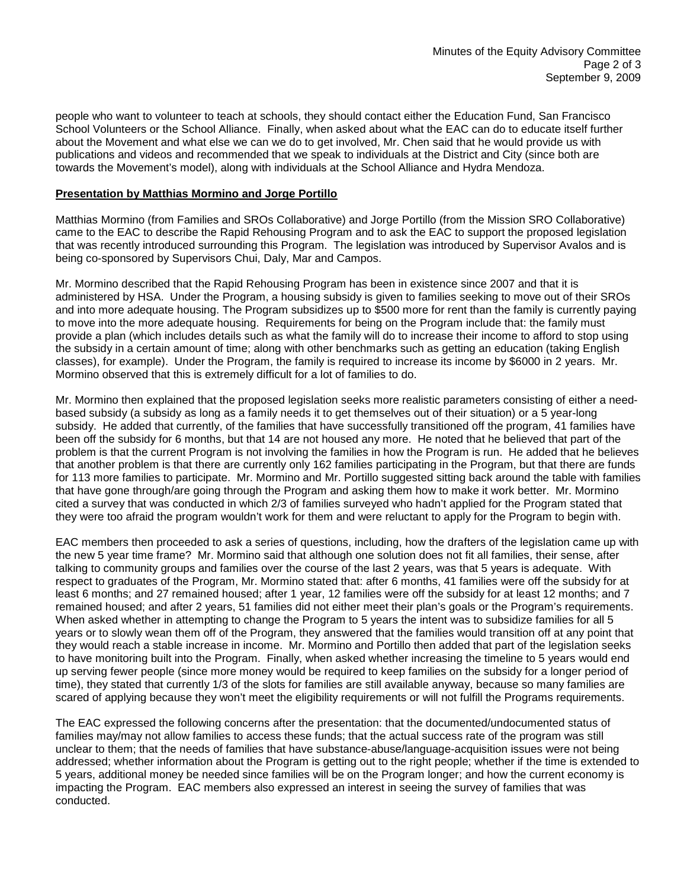people who want to volunteer to teach at schools, they should contact either the Education Fund, San Francisco School Volunteers or the School Alliance. Finally, when asked about what the EAC can do to educate itself further about the Movement and what else we can we do to get involved, Mr. Chen said that he would provide us with publications and videos and recommended that we speak to individuals at the District and City (since both are towards the Movement's model), along with individuals at the School Alliance and Hydra Mendoza.

**Presentation by Matthias Mormino and Jorge Portillo**

Matthias Mormino (from Families and SROs Collaborative) and Jorge Portillo (from the Mission SRO Collaborative) came to the EAC to describe the Rapid Rehousing Program and to ask the EAC to support the proposed legislation that was recently introduced surrounding this Program. The legislation was introduced by Supervisor Avalos and is being co-sponsored by Supervisors Chui, Daly, Mar and Campos.

Mr. Mormino described that the Rapid Rehousing Program has been in existence since 2007 and that it is administered by HSA. Under the Program, a housing subsidy is given to families seeking to move out of their SROs and into more adequate housing. The Program subsidizes up to $500 more for rent than the family is currently paying to move into the more adequate housing. Requirements for being on the Program include that: the family must provide a plan (which includes details such as what the family will do to increase their income to afford to stop using the subsidy in a certain amount of time; along with other benchmarks such as getting an education (taking English classes), for example). Under the Program, the family is required to increase its income by $6000 in 2 years. Mr. Mormino observed that this is extremely difficult for a lot of families to do.

Mr. Mormino then explained that the proposed legislation seeks more realistic parameters consisting of either a need-based subsidy (a subsidy as long as a family needs it to get themselves out of their situation) or a 5 year-long subsidy. He added that currently, of the families that have successfully transitioned off the program, 41 families have been off the subsidy for 6 months, but that 14 are not housed any more. He noted that he believed that part of the problem is that the current Program is not involving the families in how the Program is run. He added that he believes that another problem is that there are currently only 162 families participating in the Program, but that there are funds for 113 more families to participate. Mr. Mormino and Mr. Portillo suggested sitting back around the table with families that have gone through/are going through the Program and asking them how to make it work better. Mr. Mormino cited a survey that was conducted in which 2/3 of families surveyed who hadn't applied for the Program stated that they were too afraid the program wouldn't work for them and were reluctant to apply for the Program to begin with.

EAC members then proceeded to ask a series of questions, including, how the drafters of the legislation came up with the new 5 year time frame? Mr. Mormino said that although one solution does not fit all families, their sense, after talking to community groups and families over the course of the last 2 years, was that 5 years is adequate. With respect to graduates of the Program, Mr. Mormino stated that: after 6 months, 41 families were off the subsidy for at least 6 months; and 27 remained housed; after 1 year, 12 families were off the subsidy for at least 12 months; and 7 remained housed; and after 2 years, 51 families did not either meet their plan's goals or the Program's requirements. When asked whether in attempting to change the Program to 5 years the intent was to subsidize families for all 5 years or to slowly wean them off of the Program, they answered that the families would transition off at any point that they would reach a stable increase in income. Mr. Mormino and Portillo then added that part of the legislation seeks to have monitoring built into the Program. Finally, when asked whether increasing the timeline to 5 years would end up serving fewer people (since more money would be required to keep families on the subsidy for a longer period of time), they stated that currently 1/3 of the slots for families are still available anyway, because so many families are scared of applying because they won't meet the eligibility requirements or will not fulfill the Programs requirements.

The EAC expressed the following concerns after the presentation: that the documented/undocumented status of families may/may not allow families to access these funds; that the actual success rate of the program was still unclear to them; that the needs of families that have substance-abuse/language-acquisition issues were not being addressed; whether information about the Program is getting out to the right people; whether if the time is extended to 5 years, additional money be needed since families will be on the Program longer; and how the current economy is impacting the Program. EAC members also expressed an interest in seeing the survey of families that was conducted.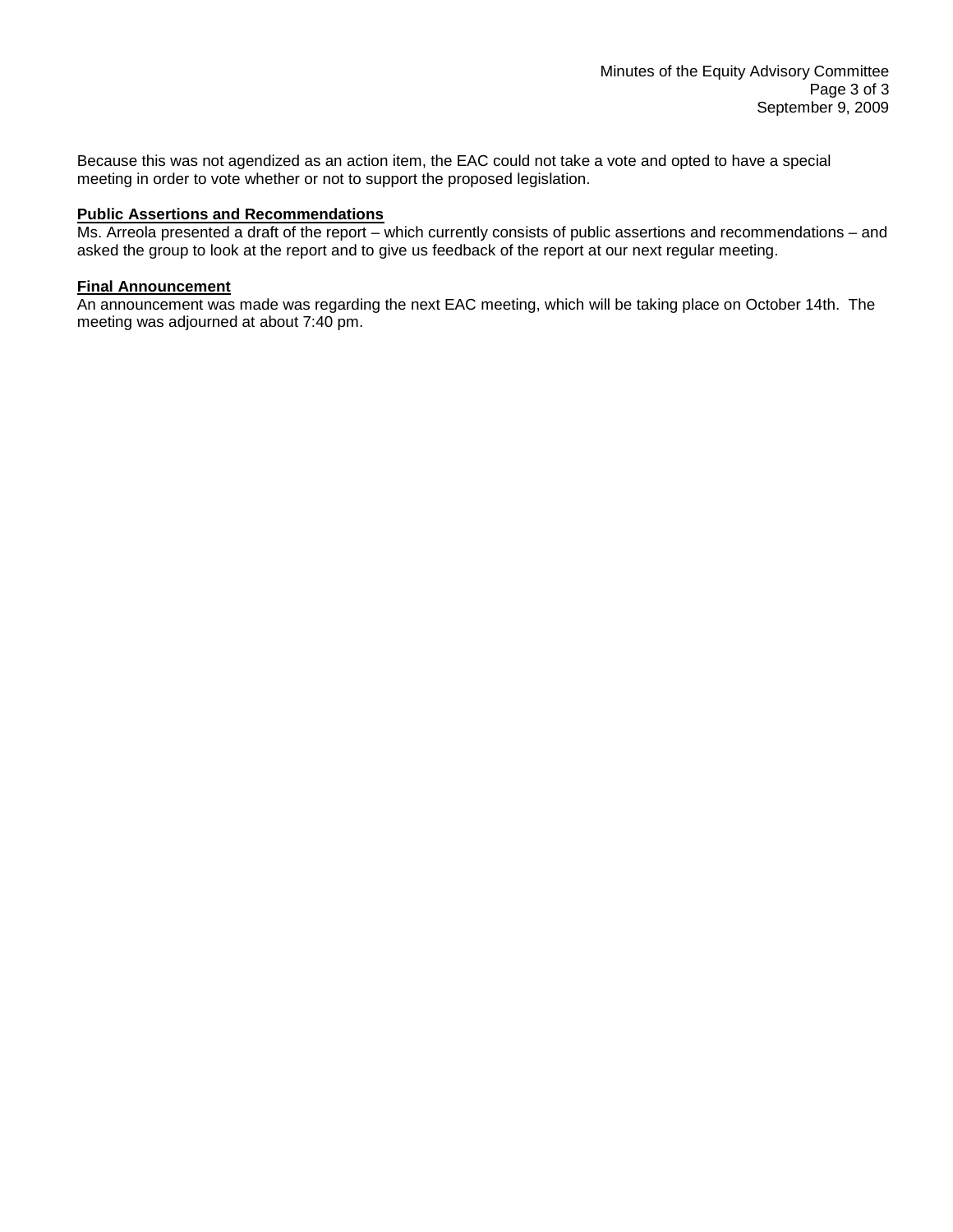Because this was not agendized as an action item, the EAC could not take a vote and opted to have a special meeting in order to vote whether or not to support the proposed legislation.

**Public Assertions and Recommendations**

Ms. Arreola presented a draft of the report – which currently consists of public assertions and recommendations – and asked the group to look at the report and to give us feedback of the report at our next regular meeting.

**Final Announcement**

An announcement was made was regarding the next EAC meeting, which will be taking place on October 14th. The meeting was adjourned at about 7:40 pm.